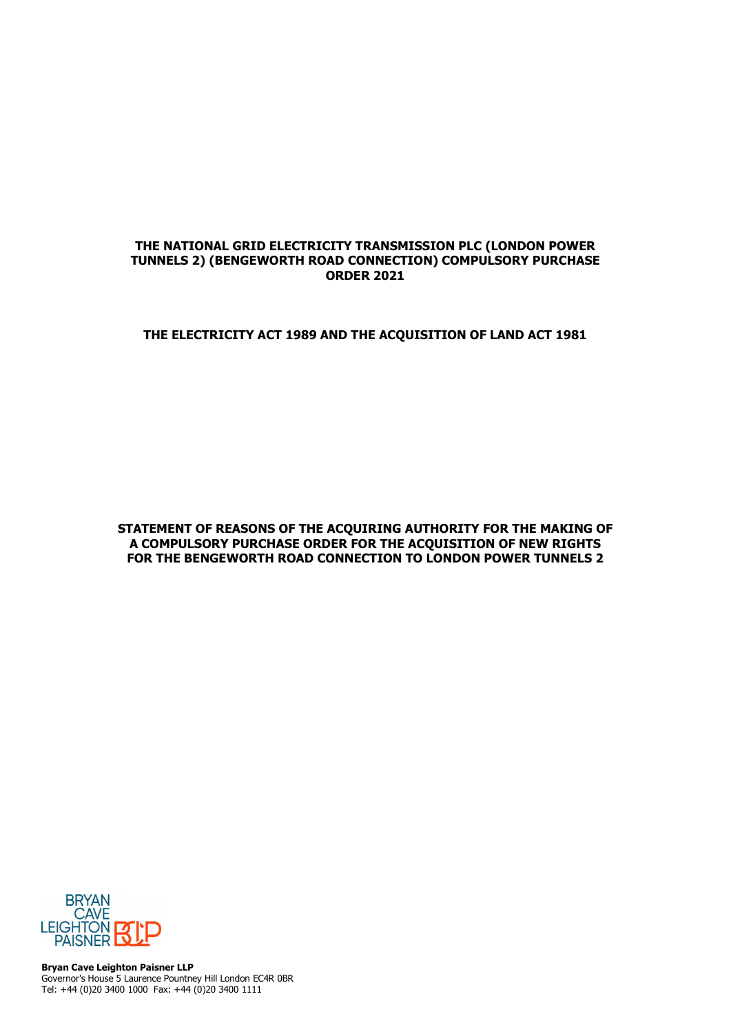**THE NATIONAL GRID ELECTRICITY TRANSMISSION PLC (LONDON POWER TUNNELS 2) (BENGEWORTH ROAD CONNECTION) COMPULSORY PURCHASE ORDER 2021**

**THE ELECTRICITY ACT 1989 AND THE ACQUISITION OF LAND ACT 1981**

**STATEMENT OF REASONS OF THE ACQUIRING AUTHORITY FOR THE MAKING OF A COMPULSORY PURCHASE ORDER FOR THE ACQUISITION OF NEW RIGHTS FOR THE BENGEWORTH ROAD CONNECTION TO LONDON POWER TUNNELS 2**

BRYAN CAVE LEIGHTON PAISNER BCLP

**Bryan Cave Leighton Paisner LLP**
Governor's House 5 Laurence Pountney Hill London EC4R 0BR
Tel: +44 (0)20 3400 1000 Fax: +44 (0)20 3400 1111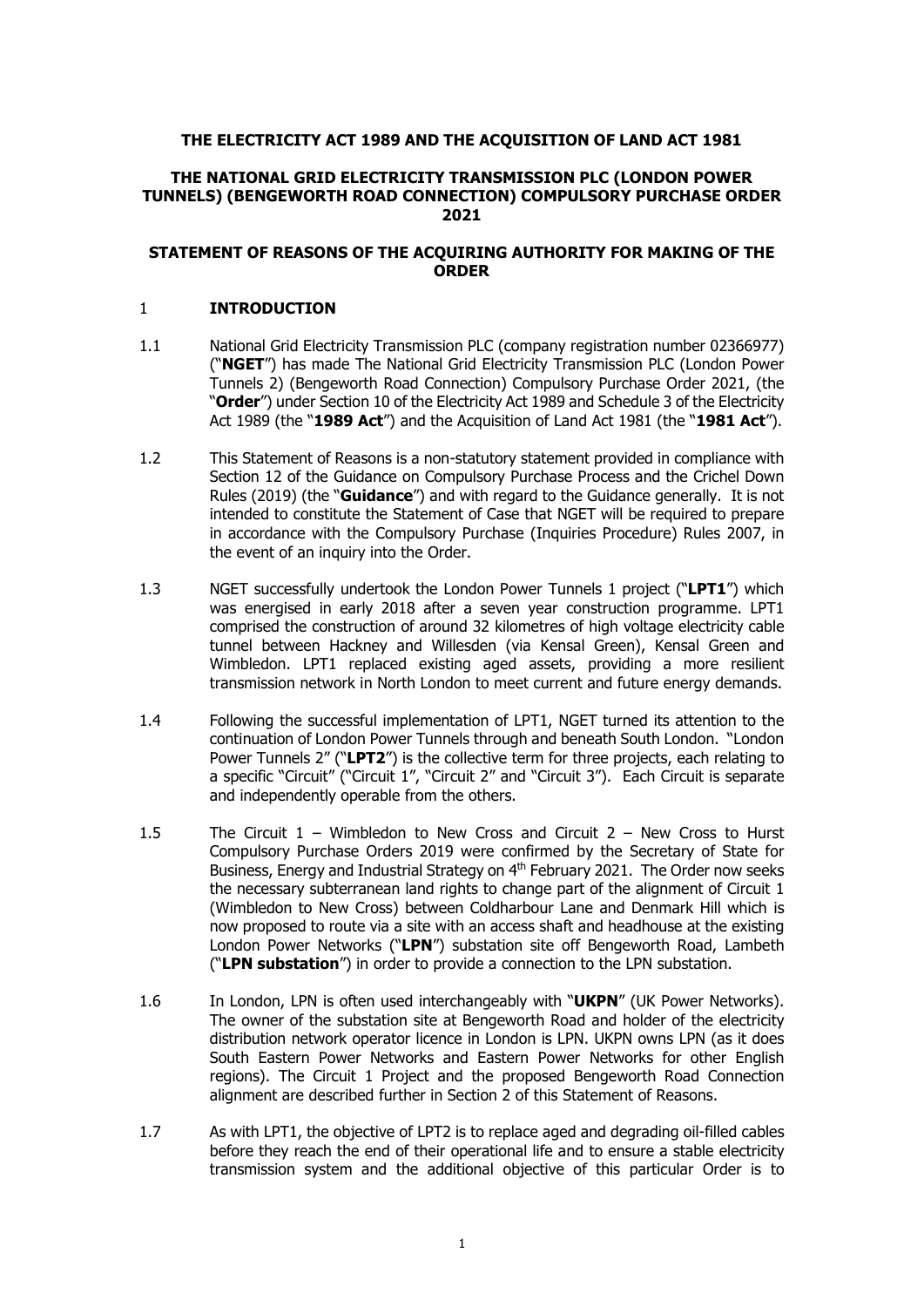**THE ELECTRICITY ACT 1989 AND THE ACQUISITION OF LAND ACT 1981**

**THE NATIONAL GRID ELECTRICITY TRANSMISSION PLC (LONDON POWER TUNNELS) (BENGEWORTH ROAD CONNECTION) COMPULSORY PURCHASE ORDER 2021**

**STATEMENT OF REASONS OF THE ACQUIRING AUTHORITY FOR MAKING OF THE ORDER**

# 1 INTRODUCTION

1.1 National Grid Electricity Transmission PLC (company registration number 02366977) ("**NGET**") has made The National Grid Electricity Transmission PLC (London Power Tunnels 2) (Bengeworth Road Connection) Compulsory Purchase Order 2021, (the "**Order**") under Section 10 of the Electricity Act 1989 and Schedule 3 of the Electricity Act 1989 (the "**1989 Act**") and the Acquisition of Land Act 1981 (the "**1981 Act**").

1.2 This Statement of Reasons is a non-statutory statement provided in compliance with Section 12 of the Guidance on Compulsory Purchase Process and the Crichel Down Rules (2019) (the "**Guidance**") and with regard to the Guidance generally. It is not intended to constitute the Statement of Case that NGET will be required to prepare in accordance with the Compulsory Purchase (Inquiries Procedure) Rules 2007, in the event of an inquiry into the Order.

1.3 NGET successfully undertook the London Power Tunnels 1 project ("**LPT1**") which was energised in early 2018 after a seven year construction programme. LPT1 comprised the construction of around 32 kilometres of high voltage electricity cable tunnel between Hackney and Willesden (via Kensal Green), Kensal Green and Wimbledon. LPT1 replaced existing aged assets, providing a more resilient transmission network in North London to meet current and future energy demands.

1.4 Following the successful implementation of LPT1, NGET turned its attention to the continuation of London Power Tunnels through and beneath South London. "London Power Tunnels 2" ("**LPT2**") is the collective term for three projects, each relating to a specific "Circuit" ("Circuit 1", "Circuit 2" and "Circuit 3"). Each Circuit is separate and independently operable from the others.

1.5 The Circuit 1 – Wimbledon to New Cross and Circuit 2 – New Cross to Hurst Compulsory Purchase Orders 2019 were confirmed by the Secretary of State for Business, Energy and Industrial Strategy on 4th February 2021. The Order now seeks the necessary subterranean land rights to change part of the alignment of Circuit 1 (Wimbledon to New Cross) between Coldharbour Lane and Denmark Hill which is now proposed to route via a site with an access shaft and headhouse at the existing London Power Networks ("**LPN**") substation site off Bengeworth Road, Lambeth ("**LPN substation**") in order to provide a connection to the LPN substation.

1.6 In London, LPN is often used interchangeably with "**UKPN**" (UK Power Networks). The owner of the substation site at Bengeworth Road and holder of the electricity distribution network operator licence in London is LPN. UKPN owns LPN (as it does South Eastern Power Networks and Eastern Power Networks for other English regions). The Circuit 1 Project and the proposed Bengeworth Road Connection alignment are described further in Section 2 of this Statement of Reasons.

1.7 As with LPT1, the objective of LPT2 is to replace aged and degrading oil-filled cables before they reach the end of their operational life and to ensure a stable electricity transmission system and the additional objective of this particular Order is to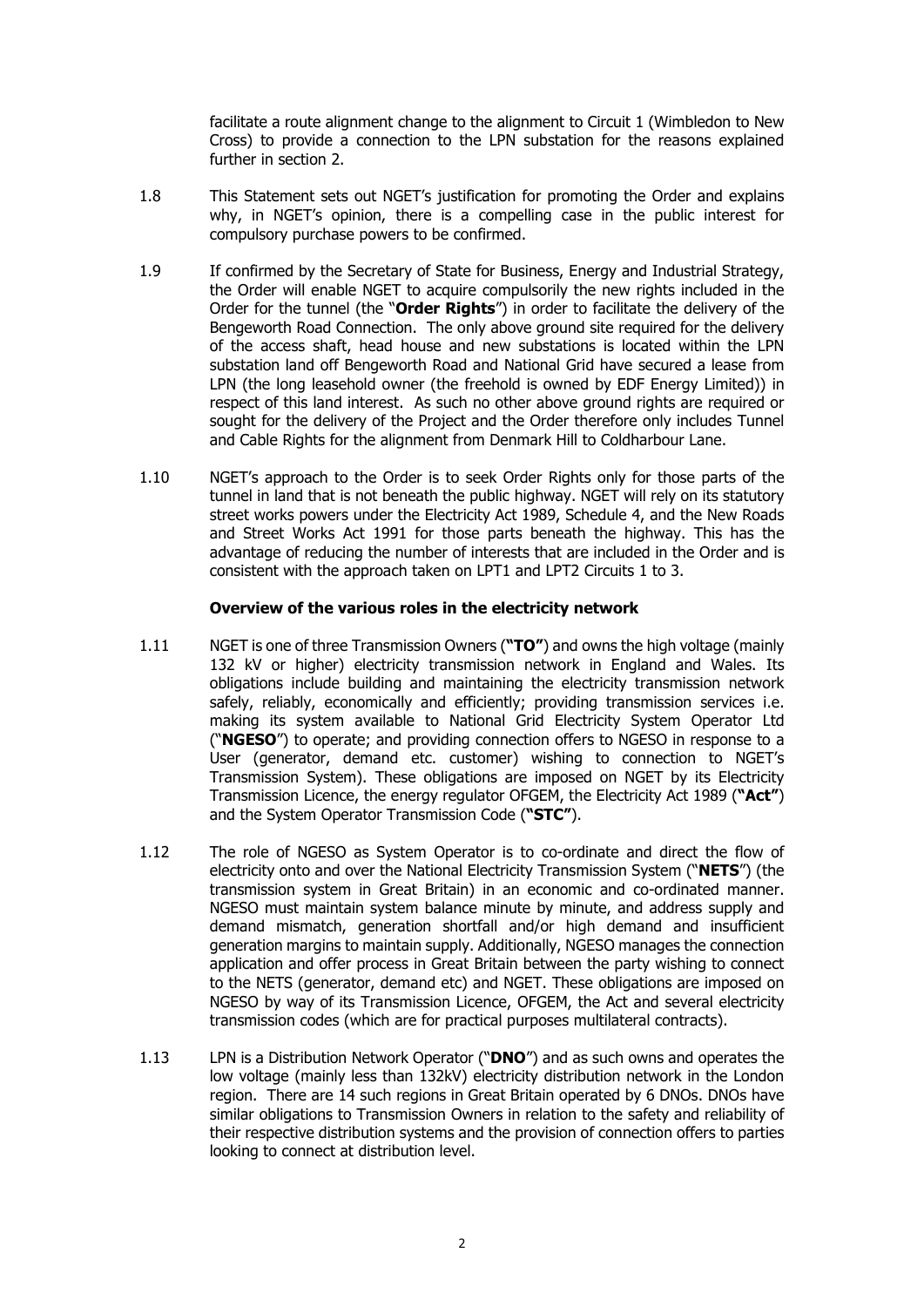facilitate a route alignment change to the alignment to Circuit 1 (Wimbledon to New Cross) to provide a connection to the LPN substation for the reasons explained further in section 2.

1.8 This Statement sets out NGET's justification for promoting the Order and explains why, in NGET's opinion, there is a compelling case in the public interest for compulsory purchase powers to be confirmed.

1.9 If confirmed by the Secretary of State for Business, Energy and Industrial Strategy, the Order will enable NGET to acquire compulsorily the new rights included in the Order for the tunnel (the "**Order Rights**") in order to facilitate the delivery of the Bengeworth Road Connection. The only above ground site required for the delivery of the access shaft, head house and new substations is located within the LPN substation land off Bengeworth Road and National Grid have secured a lease from LPN (the long leasehold owner (the freehold is owned by EDF Energy Limited)) in respect of this land interest. As such no other above ground rights are required or sought for the delivery of the Project and the Order therefore only includes Tunnel and Cable Rights for the alignment from Denmark Hill to Coldharbour Lane.

1.10 NGET's approach to the Order is to seek Order Rights only for those parts of the tunnel in land that is not beneath the public highway. NGET will rely on its statutory street works powers under the Electricity Act 1989, Schedule 4, and the New Roads and Street Works Act 1991 for those parts beneath the highway. This has the advantage of reducing the number of interests that are included in the Order and is consistent with the approach taken on LPT1 and LPT2 Circuits 1 to 3.

**Overview of the various roles in the electricity network**

1.11 NGET is one of three Transmission Owners (**"TO"**) and owns the high voltage (mainly 132 kV or higher) electricity transmission network in England and Wales. Its obligations include building and maintaining the electricity transmission network safely, reliably, economically and efficiently; providing transmission services i.e. making its system available to National Grid Electricity System Operator Ltd ("**NGESO**") to operate; and providing connection offers to NGESO in response to a User (generator, demand etc. customer) wishing to connection to NGET's Transmission System). These obligations are imposed on NGET by its Electricity Transmission Licence, the energy regulator OFGEM, the Electricity Act 1989 (**"Act"**) and the System Operator Transmission Code (**"STC"**).

1.12 The role of NGESO as System Operator is to co-ordinate and direct the flow of electricity onto and over the National Electricity Transmission System ("**NETS**") (the transmission system in Great Britain) in an economic and co-ordinated manner. NGESO must maintain system balance minute by minute, and address supply and demand mismatch, generation shortfall and/or high demand and insufficient generation margins to maintain supply. Additionally, NGESO manages the connection application and offer process in Great Britain between the party wishing to connect to the NETS (generator, demand etc) and NGET. These obligations are imposed on NGESO by way of its Transmission Licence, OFGEM, the Act and several electricity transmission codes (which are for practical purposes multilateral contracts).

1.13 LPN is a Distribution Network Operator ("**DNO**") and as such owns and operates the low voltage (mainly less than 132kV) electricity distribution network in the London region. There are 14 such regions in Great Britain operated by 6 DNOs. DNOs have similar obligations to Transmission Owners in relation to the safety and reliability of their respective distribution systems and the provision of connection offers to parties looking to connect at distribution level.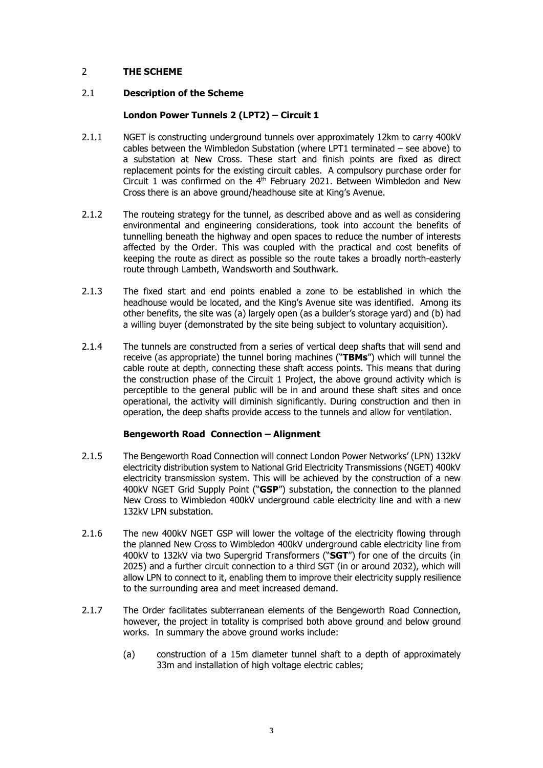## 2 **THE SCHEME**

### 2.1 **Description of the Scheme**

#### **London Power Tunnels 2 (LPT2) – Circuit 1**

2.1.1 NGET is constructing underground tunnels over approximately 12km to carry 400kV cables between the Wimbledon Substation (where LPT1 terminated – see above) to a substation at New Cross. These start and finish points are fixed as direct replacement points for the existing circuit cables. A compulsory purchase order for Circuit 1 was confirmed on the 4th February 2021. Between Wimbledon and New Cross there is an above ground/headhouse site at King's Avenue.

2.1.2 The routeing strategy for the tunnel, as described above and as well as considering environmental and engineering considerations, took into account the benefits of tunnelling beneath the highway and open spaces to reduce the number of interests affected by the Order. This was coupled with the practical and cost benefits of keeping the route as direct as possible so the route takes a broadly north-easterly route through Lambeth, Wandsworth and Southwark.

2.1.3 The fixed start and end points enabled a zone to be established in which the headhouse would be located, and the King's Avenue site was identified. Among its other benefits, the site was (a) largely open (as a builder's storage yard) and (b) had a willing buyer (demonstrated by the site being subject to voluntary acquisition).

2.1.4 The tunnels are constructed from a series of vertical deep shafts that will send and receive (as appropriate) the tunnel boring machines ("**TBMs**") which will tunnel the cable route at depth, connecting these shaft access points. This means that during the construction phase of the Circuit 1 Project, the above ground activity which is perceptible to the general public will be in and around these shaft sites and once operational, the activity will diminish significantly. During construction and then in operation, the deep shafts provide access to the tunnels and allow for ventilation.

#### **Bengeworth Road Connection – Alignment**

2.1.5 The Bengeworth Road Connection will connect London Power Networks' (LPN) 132kV electricity distribution system to National Grid Electricity Transmissions (NGET) 400kV electricity transmission system. This will be achieved by the construction of a new 400kV NGET Grid Supply Point ("**GSP**") substation, the connection to the planned New Cross to Wimbledon 400kV underground cable electricity line and with a new 132kV LPN substation.

2.1.6 The new 400kV NGET GSP will lower the voltage of the electricity flowing through the planned New Cross to Wimbledon 400kV underground cable electricity line from 400kV to 132kV via two Supergrid Transformers ("**SGT**") for one of the circuits (in 2025) and a further circuit connection to a third SGT (in or around 2032), which will allow LPN to connect to it, enabling them to improve their electricity supply resilience to the surrounding area and meet increased demand.

2.1.7 The Order facilitates subterranean elements of the Bengeworth Road Connection, however, the project in totality is comprised both above ground and below ground works. In summary the above ground works include:

(a) construction of a 15m diameter tunnel shaft to a depth of approximately 33m and installation of high voltage electric cables;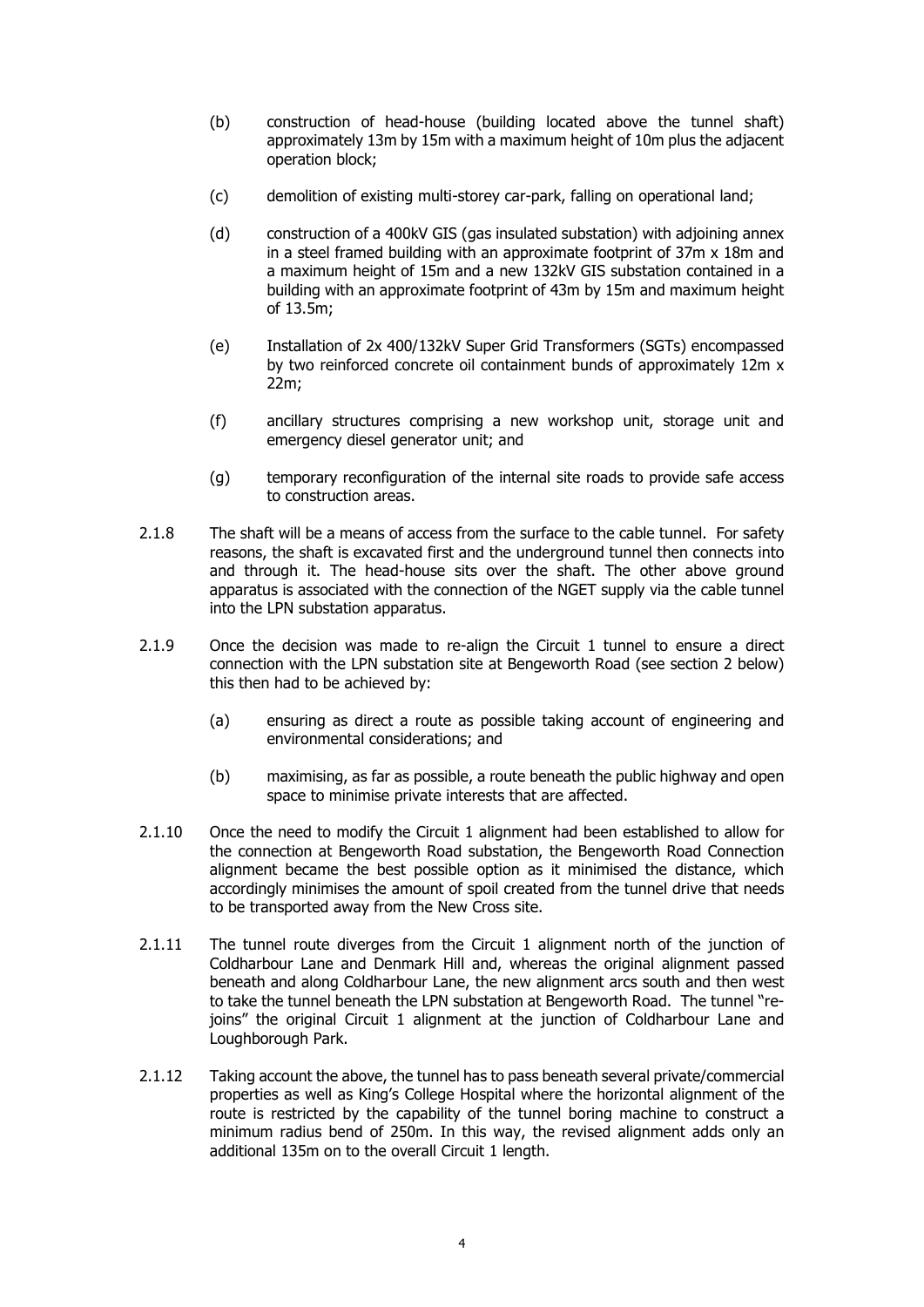(b) construction of head-house (building located above the tunnel shaft) approximately 13m by 15m with a maximum height of 10m plus the adjacent operation block;

(c) demolition of existing multi-storey car-park, falling on operational land;

(d) construction of a 400kV GIS (gas insulated substation) with adjoining annex in a steel framed building with an approximate footprint of 37m x 18m and a maximum height of 15m and a new 132kV GIS substation contained in a building with an approximate footprint of 43m by 15m and maximum height of 13.5m;

(e) Installation of 2x 400/132kV Super Grid Transformers (SGTs) encompassed by two reinforced concrete oil containment bunds of approximately 12m x 22m;

(f) ancillary structures comprising a new workshop unit, storage unit and emergency diesel generator unit; and

(g) temporary reconfiguration of the internal site roads to provide safe access to construction areas.

2.1.8 The shaft will be a means of access from the surface to the cable tunnel. For safety reasons, the shaft is excavated first and the underground tunnel then connects into and through it. The head-house sits over the shaft. The other above ground apparatus is associated with the connection of the NGET supply via the cable tunnel into the LPN substation apparatus.

2.1.9 Once the decision was made to re-align the Circuit 1 tunnel to ensure a direct connection with the LPN substation site at Bengeworth Road (see section 2 below) this then had to be achieved by:

(a) ensuring as direct a route as possible taking account of engineering and environmental considerations; and

(b) maximising, as far as possible, a route beneath the public highway and open space to minimise private interests that are affected.

2.1.10 Once the need to modify the Circuit 1 alignment had been established to allow for the connection at Bengeworth Road substation, the Bengeworth Road Connection alignment became the best possible option as it minimised the distance, which accordingly minimises the amount of spoil created from the tunnel drive that needs to be transported away from the New Cross site.

2.1.11 The tunnel route diverges from the Circuit 1 alignment north of the junction of Coldharbour Lane and Denmark Hill and, whereas the original alignment passed beneath and along Coldharbour Lane, the new alignment arcs south and then west to take the tunnel beneath the LPN substation at Bengeworth Road. The tunnel "re-joins" the original Circuit 1 alignment at the junction of Coldharbour Lane and Loughborough Park.

2.1.12 Taking account the above, the tunnel has to pass beneath several private/commercial properties as well as King's College Hospital where the horizontal alignment of the route is restricted by the capability of the tunnel boring machine to construct a minimum radius bend of 250m. In this way, the revised alignment adds only an additional 135m on to the overall Circuit 1 length.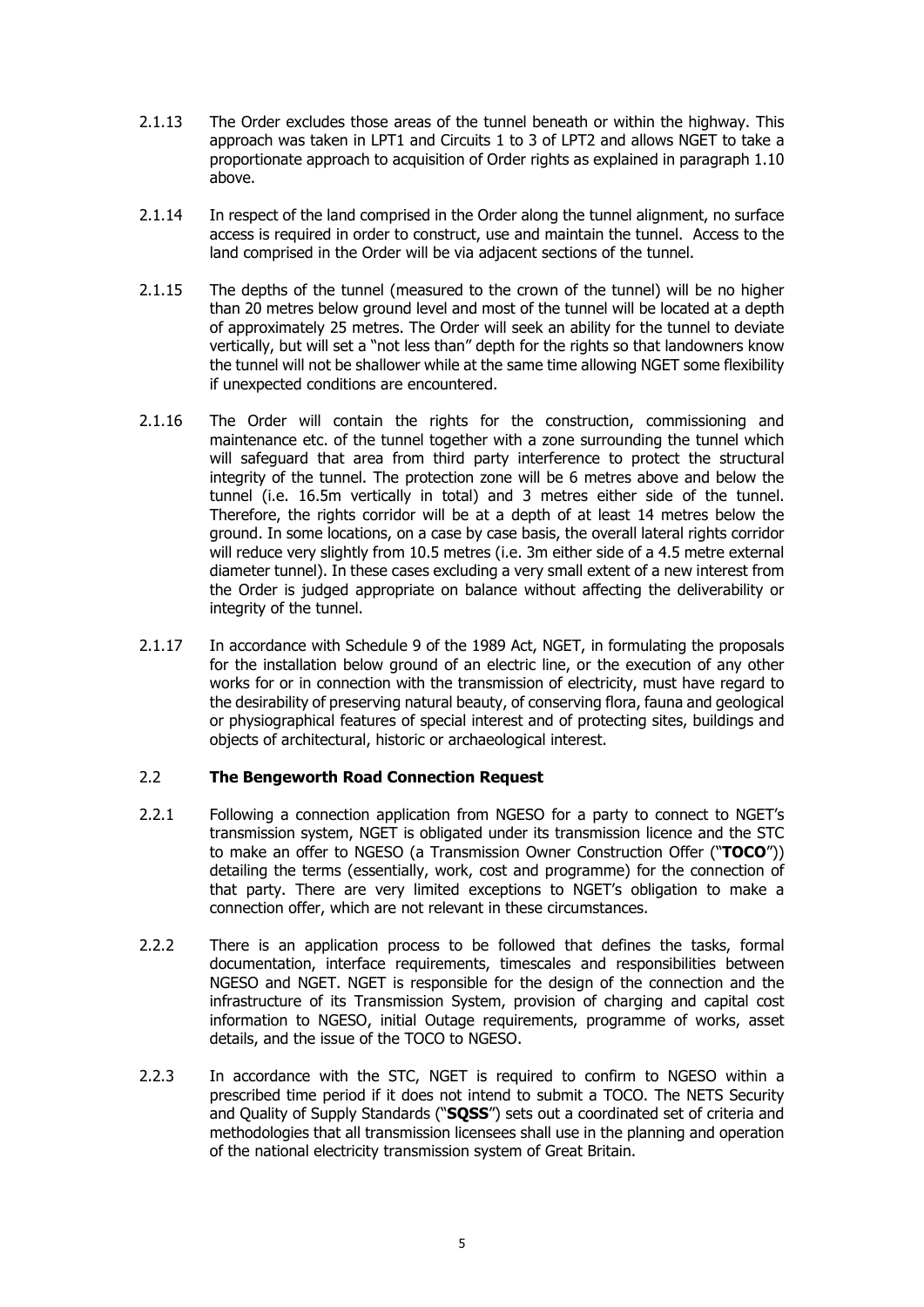2.1.13 The Order excludes those areas of the tunnel beneath or within the highway. This approach was taken in LPT1 and Circuits 1 to 3 of LPT2 and allows NGET to take a proportionate approach to acquisition of Order rights as explained in paragraph 1.10 above.

2.1.14 In respect of the land comprised in the Order along the tunnel alignment, no surface access is required in order to construct, use and maintain the tunnel. Access to the land comprised in the Order will be via adjacent sections of the tunnel.

2.1.15 The depths of the tunnel (measured to the crown of the tunnel) will be no higher than 20 metres below ground level and most of the tunnel will be located at a depth of approximately 25 metres. The Order will seek an ability for the tunnel to deviate vertically, but will set a "not less than" depth for the rights so that landowners know the tunnel will not be shallower while at the same time allowing NGET some flexibility if unexpected conditions are encountered.

2.1.16 The Order will contain the rights for the construction, commissioning and maintenance etc. of the tunnel together with a zone surrounding the tunnel which will safeguard that area from third party interference to protect the structural integrity of the tunnel. The protection zone will be 6 metres above and below the tunnel (i.e. 16.5m vertically in total) and 3 metres either side of the tunnel. Therefore, the rights corridor will be at a depth of at least 14 metres below the ground. In some locations, on a case by case basis, the overall lateral rights corridor will reduce very slightly from 10.5 metres (i.e. 3m either side of a 4.5 metre external diameter tunnel). In these cases excluding a very small extent of a new interest from the Order is judged appropriate on balance without affecting the deliverability or integrity of the tunnel.

2.1.17 In accordance with Schedule 9 of the 1989 Act, NGET, in formulating the proposals for the installation below ground of an electric line, or the execution of any other works for or in connection with the transmission of electricity, must have regard to the desirability of preserving natural beauty, of conserving flora, fauna and geological or physiographical features of special interest and of protecting sites, buildings and objects of architectural, historic or archaeological interest.

## 2.2 The Bengeworth Road Connection Request

2.2.1 Following a connection application from NGESO for a party to connect to NGET's transmission system, NGET is obligated under its transmission licence and the STC to make an offer to NGESO (a Transmission Owner Construction Offer ("**TOCO**")) detailing the terms (essentially, work, cost and programme) for the connection of that party. There are very limited exceptions to NGET's obligation to make a connection offer, which are not relevant in these circumstances.

2.2.2 There is an application process to be followed that defines the tasks, formal documentation, interface requirements, timescales and responsibilities between NGESO and NGET. NGET is responsible for the design of the connection and the infrastructure of its Transmission System, provision of charging and capital cost information to NGESO, initial Outage requirements, programme of works, asset details, and the issue of the TOCO to NGESO.

2.2.3 In accordance with the STC, NGET is required to confirm to NGESO within a prescribed time period if it does not intend to submit a TOCO. The NETS Security and Quality of Supply Standards ("**SQSS**") sets out a coordinated set of criteria and methodologies that all transmission licensees shall use in the planning and operation of the national electricity transmission system of Great Britain.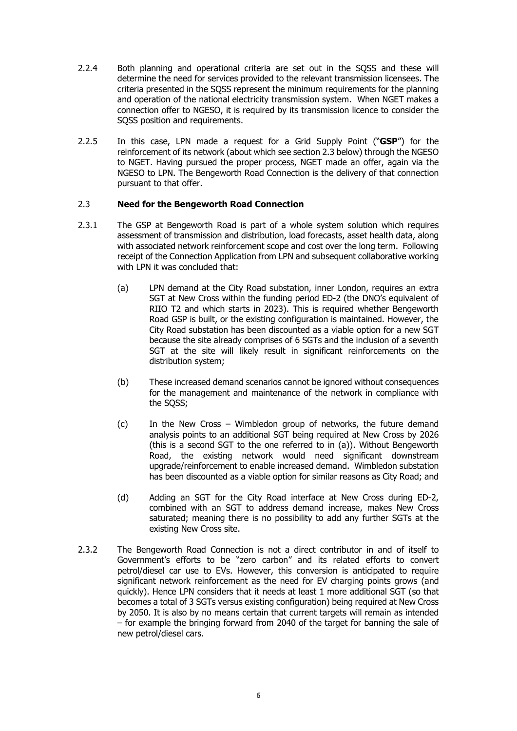2.2.4 Both planning and operational criteria are set out in the SQSS and these will determine the need for services provided to the relevant transmission licensees. The criteria presented in the SQSS represent the minimum requirements for the planning and operation of the national electricity transmission system. When NGET makes a connection offer to NGESO, it is required by its transmission licence to consider the SQSS position and requirements.

2.2.5 In this case, LPN made a request for a Grid Supply Point ("**GSP**") for the reinforcement of its network (about which see section 2.3 below) through the NGESO to NGET. Having pursued the proper process, NGET made an offer, again via the NGESO to LPN. The Bengeworth Road Connection is the delivery of that connection pursuant to that offer.

## 2.3 Need for the Bengeworth Road Connection

2.3.1 The GSP at Bengeworth Road is part of a whole system solution which requires assessment of transmission and distribution, load forecasts, asset health data, along with associated network reinforcement scope and cost over the long term. Following receipt of the Connection Application from LPN and subsequent collaborative working with LPN it was concluded that:

(a) LPN demand at the City Road substation, inner London, requires an extra SGT at New Cross within the funding period ED-2 (the DNO's equivalent of RIIO T2 and which starts in 2023). This is required whether Bengeworth Road GSP is built, or the existing configuration is maintained. However, the City Road substation has been discounted as a viable option for a new SGT because the site already comprises of 6 SGTs and the inclusion of a seventh SGT at the site will likely result in significant reinforcements on the distribution system;

(b) These increased demand scenarios cannot be ignored without consequences for the management and maintenance of the network in compliance with the SQSS;

(c) In the New Cross – Wimbledon group of networks, the future demand analysis points to an additional SGT being required at New Cross by 2026 (this is a second SGT to the one referred to in (a)). Without Bengeworth Road, the existing network would need significant downstream upgrade/reinforcement to enable increased demand. Wimbledon substation has been discounted as a viable option for similar reasons as City Road; and

(d) Adding an SGT for the City Road interface at New Cross during ED-2, combined with an SGT to address demand increase, makes New Cross saturated; meaning there is no possibility to add any further SGTs at the existing New Cross site.

2.3.2 The Bengeworth Road Connection is not a direct contributor in and of itself to Government's efforts to be "zero carbon" and its related efforts to convert petrol/diesel car use to EVs. However, this conversion is anticipated to require significant network reinforcement as the need for EV charging points grows (and quickly). Hence LPN considers that it needs at least 1 more additional SGT (so that becomes a total of 3 SGTs versus existing configuration) being required at New Cross by 2050. It is also by no means certain that current targets will remain as intended – for example the bringing forward from 2040 of the target for banning the sale of new petrol/diesel cars.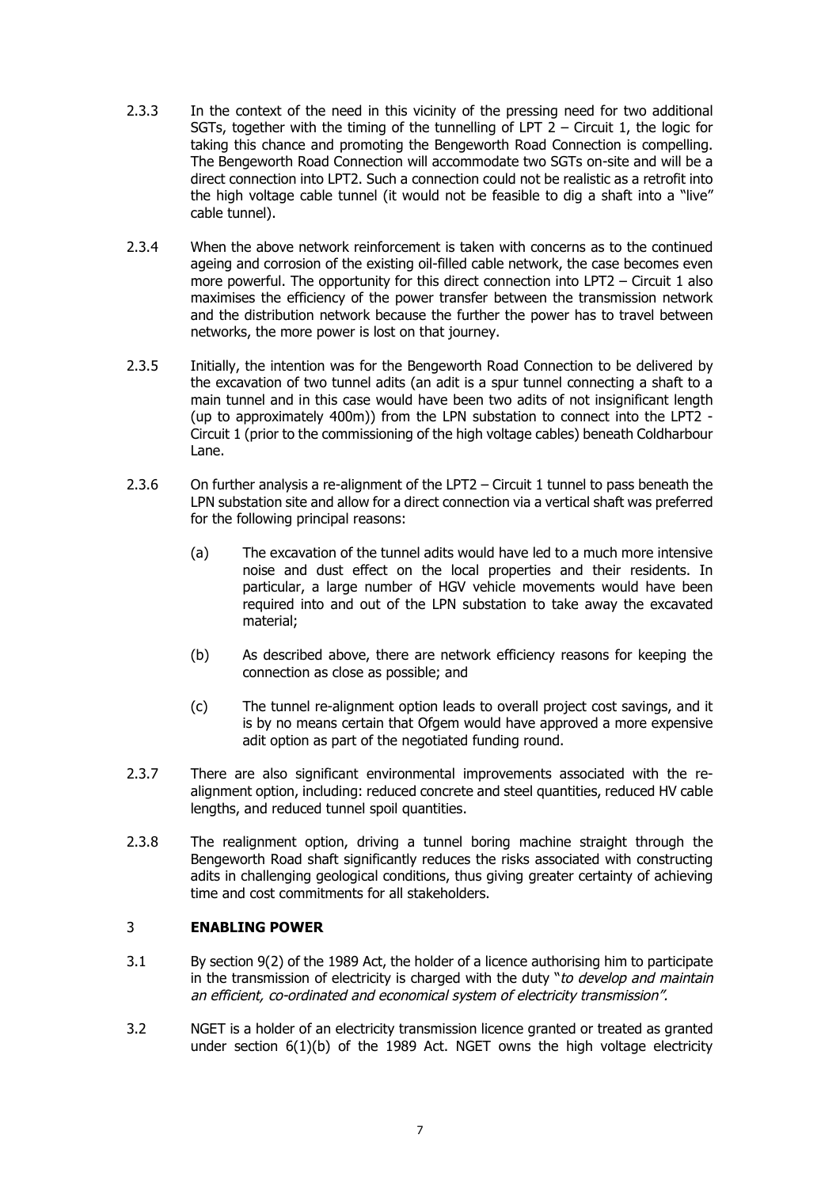2.3.3 In the context of the need in this vicinity of the pressing need for two additional SGTs, together with the timing of the tunnelling of LPT 2 – Circuit 1, the logic for taking this chance and promoting the Bengeworth Road Connection is compelling. The Bengeworth Road Connection will accommodate two SGTs on-site and will be a direct connection into LPT2. Such a connection could not be realistic as a retrofit into the high voltage cable tunnel (it would not be feasible to dig a shaft into a "live" cable tunnel).

2.3.4 When the above network reinforcement is taken with concerns as to the continued ageing and corrosion of the existing oil-filled cable network, the case becomes even more powerful. The opportunity for this direct connection into LPT2 – Circuit 1 also maximises the efficiency of the power transfer between the transmission network and the distribution network because the further the power has to travel between networks, the more power is lost on that journey.

2.3.5 Initially, the intention was for the Bengeworth Road Connection to be delivered by the excavation of two tunnel adits (an adit is a spur tunnel connecting a shaft to a main tunnel and in this case would have been two adits of not insignificant length (up to approximately 400m)) from the LPN substation to connect into the LPT2 - Circuit 1 (prior to the commissioning of the high voltage cables) beneath Coldharbour Lane.

2.3.6 On further analysis a re-alignment of the LPT2 – Circuit 1 tunnel to pass beneath the LPN substation site and allow for a direct connection via a vertical shaft was preferred for the following principal reasons:

(a) The excavation of the tunnel adits would have led to a much more intensive noise and dust effect on the local properties and their residents. In particular, a large number of HGV vehicle movements would have been required into and out of the LPN substation to take away the excavated material;

(b) As described above, there are network efficiency reasons for keeping the connection as close as possible; and

(c) The tunnel re-alignment option leads to overall project cost savings, and it is by no means certain that Ofgem would have approved a more expensive adit option as part of the negotiated funding round.

2.3.7 There are also significant environmental improvements associated with the re-alignment option, including: reduced concrete and steel quantities, reduced HV cable lengths, and reduced tunnel spoil quantities.

2.3.8 The realignment option, driving a tunnel boring machine straight through the Bengeworth Road shaft significantly reduces the risks associated with constructing adits in challenging geological conditions, thus giving greater certainty of achieving time and cost commitments for all stakeholders.

## 3 ENABLING POWER

3.1 By section 9(2) of the 1989 Act, the holder of a licence authorising him to participate in the transmission of electricity is charged with the duty "*to develop and maintain an efficient, co-ordinated and economical system of electricity transmission".*

3.2 NGET is a holder of an electricity transmission licence granted or treated as granted under section 6(1)(b) of the 1989 Act. NGET owns the high voltage electricity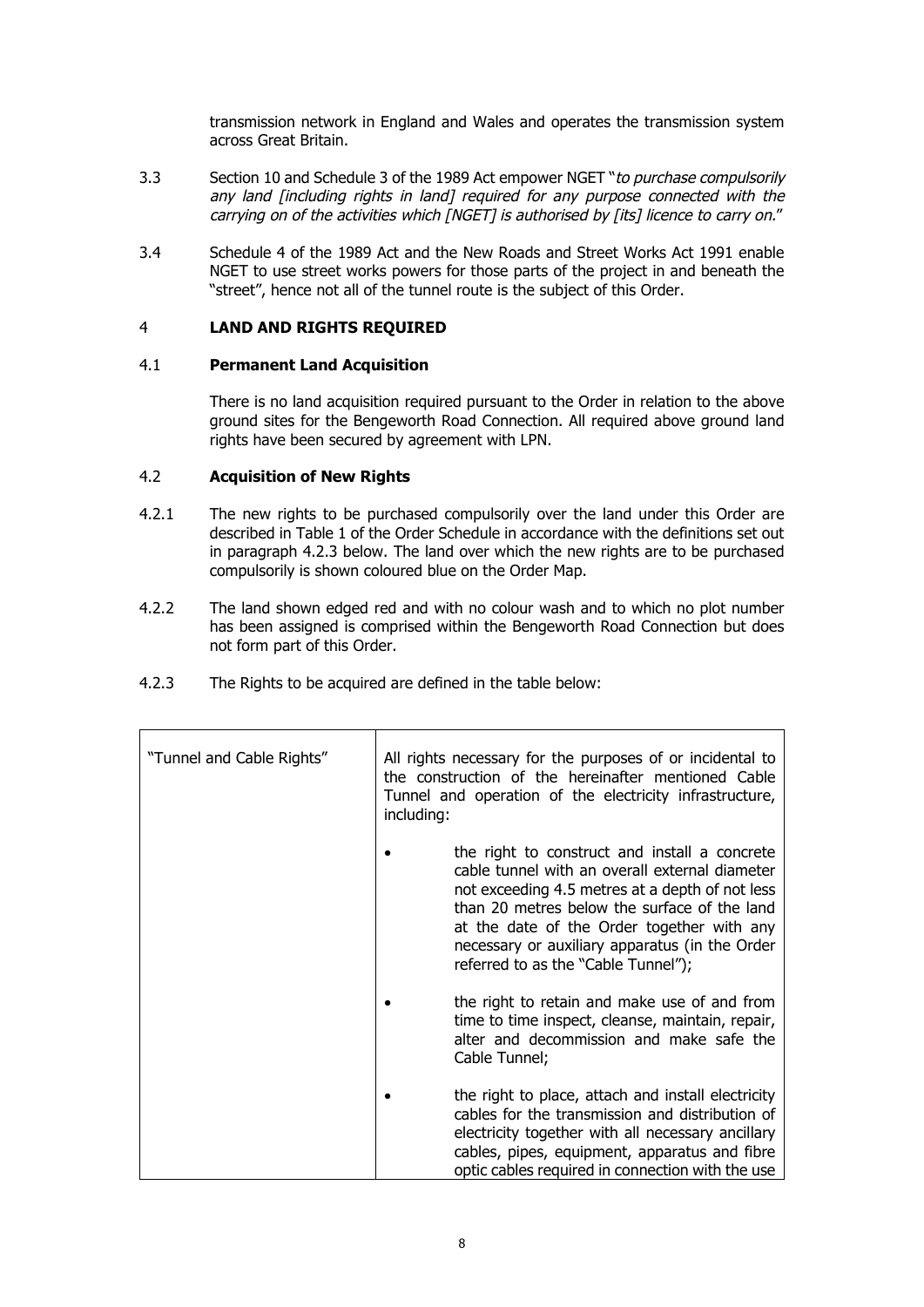transmission network in England and Wales and operates the transmission system across Great Britain.

3.3 Section 10 and Schedule 3 of the 1989 Act empower NGET "*to purchase compulsorily any land [including rights in land] required for any purpose connected with the carrying on of the activities which [NGET] is authorised by [its] licence to carry on.*"

3.4 Schedule 4 of the 1989 Act and the New Roads and Street Works Act 1991 enable NGET to use street works powers for those parts of the project in and beneath the "street", hence not all of the tunnel route is the subject of this Order.

## 4 LAND AND RIGHTS REQUIRED

### 4.1 Permanent Land Acquisition

There is no land acquisition required pursuant to the Order in relation to the above ground sites for the Bengeworth Road Connection. All required above ground land rights have been secured by agreement with LPN.

### 4.2 Acquisition of New Rights

4.2.1 The new rights to be purchased compulsorily over the land under this Order are described in Table 1 of the Order Schedule in accordance with the definitions set out in paragraph 4.2.3 below. The land over which the new rights are to be purchased compulsorily is shown coloured blue on the Order Map.

4.2.2 The land shown edged red and with no colour wash and to which no plot number has been assigned is comprised within the Bengeworth Road Connection but does not form part of this Order.

4.2.3 The Rights to be acquired are defined in the table below:

| | |
|---|---|
| "Tunnel and Cable Rights" | All rights necessary for the purposes of or incidental to the construction of the hereinafter mentioned Cable Tunnel and operation of the electricity infrastructure, including:<br>• the right to construct and install a concrete cable tunnel with an overall external diameter not exceeding 4.5 metres at a depth of not less than 20 metres below the surface of the land at the date of the Order together with any necessary or auxiliary apparatus (in the Order referred to as the "Cable Tunnel");<br>• the right to retain and make use of and from time to time inspect, cleanse, maintain, repair, alter and decommission and make safe the Cable Tunnel;<br>• the right to place, attach and install electricity cables for the transmission and distribution of electricity together with all necessary ancillary cables, pipes, equipment, apparatus and fibre optic cables required in connection with the use |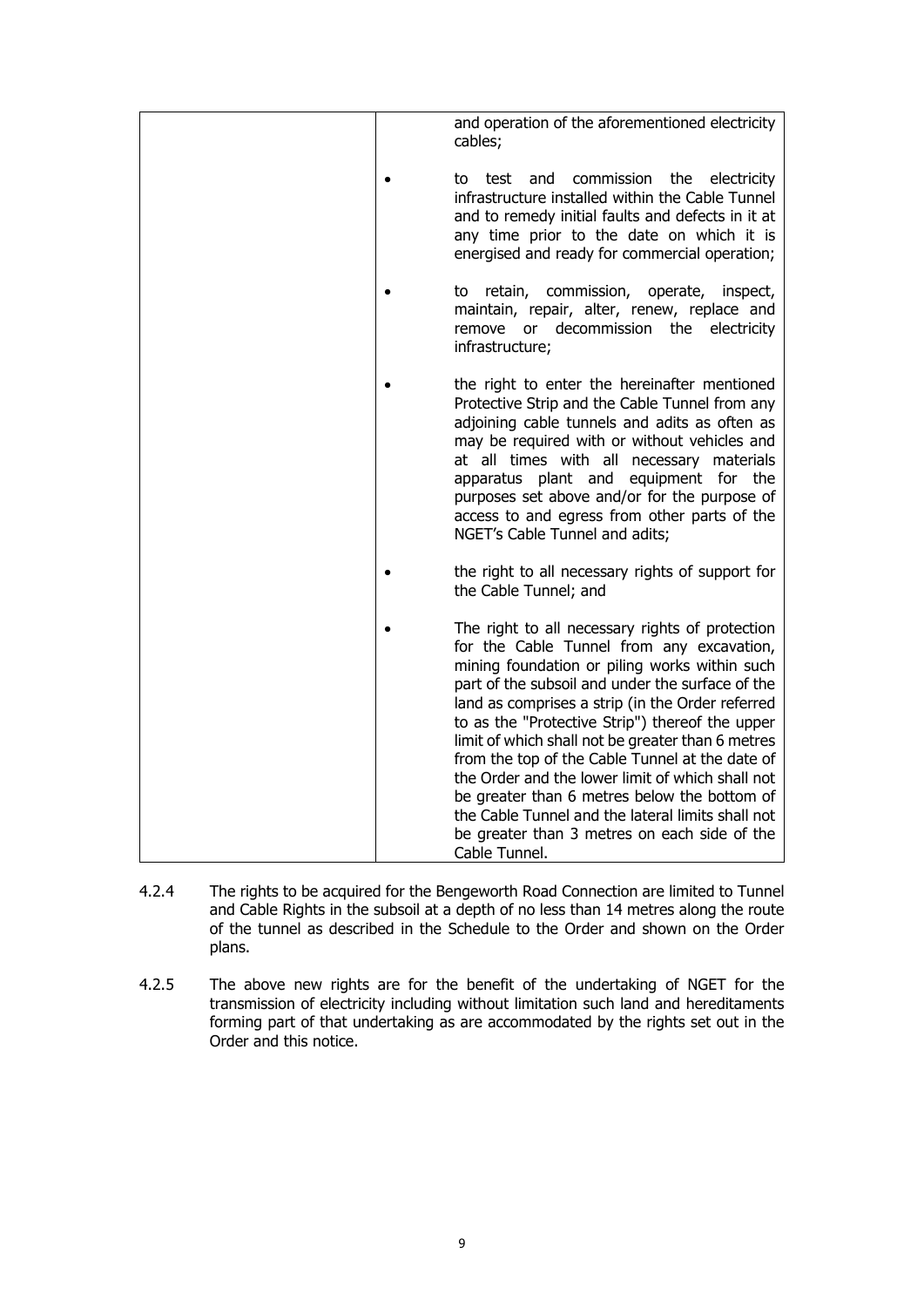| | |
|---|---|
| | and operation of the aforementioned electricity cables;<br><br>• to test and commission the electricity infrastructure installed within the Cable Tunnel and to remedy initial faults and defects in it at any time prior to the date on which it is energised and ready for commercial operation;<br><br>• to retain, commission, operate, inspect, maintain, repair, alter, renew, replace and remove or decommission the electricity infrastructure;<br><br>• the right to enter the hereinafter mentioned Protective Strip and the Cable Tunnel from any adjoining cable tunnels and adits as often as may be required with or without vehicles and at all times with all necessary materials apparatus plant and equipment for the purposes set above and/or for the purpose of access to and egress from other parts of the NGET's Cable Tunnel and adits;<br><br>• the right to all necessary rights of support for the Cable Tunnel; and<br><br>• The right to all necessary rights of protection for the Cable Tunnel from any excavation, mining foundation or piling works within such part of the subsoil and under the surface of the land as comprises a strip (in the Order referred to as the "Protective Strip") thereof the upper limit of which shall not be greater than 6 metres from the top of the Cable Tunnel at the date of the Order and the lower limit of which shall not be greater than 6 metres below the bottom of the Cable Tunnel and the lateral limits shall not be greater than 3 metres on each side of the Cable Tunnel. |

4.2.4 The rights to be acquired for the Bengeworth Road Connection are limited to Tunnel and Cable Rights in the subsoil at a depth of no less than 14 metres along the route of the tunnel as described in the Schedule to the Order and shown on the Order plans.

4.2.5 The above new rights are for the benefit of the undertaking of NGET for the transmission of electricity including without limitation such land and hereditaments forming part of that undertaking as are accommodated by the rights set out in the Order and this notice.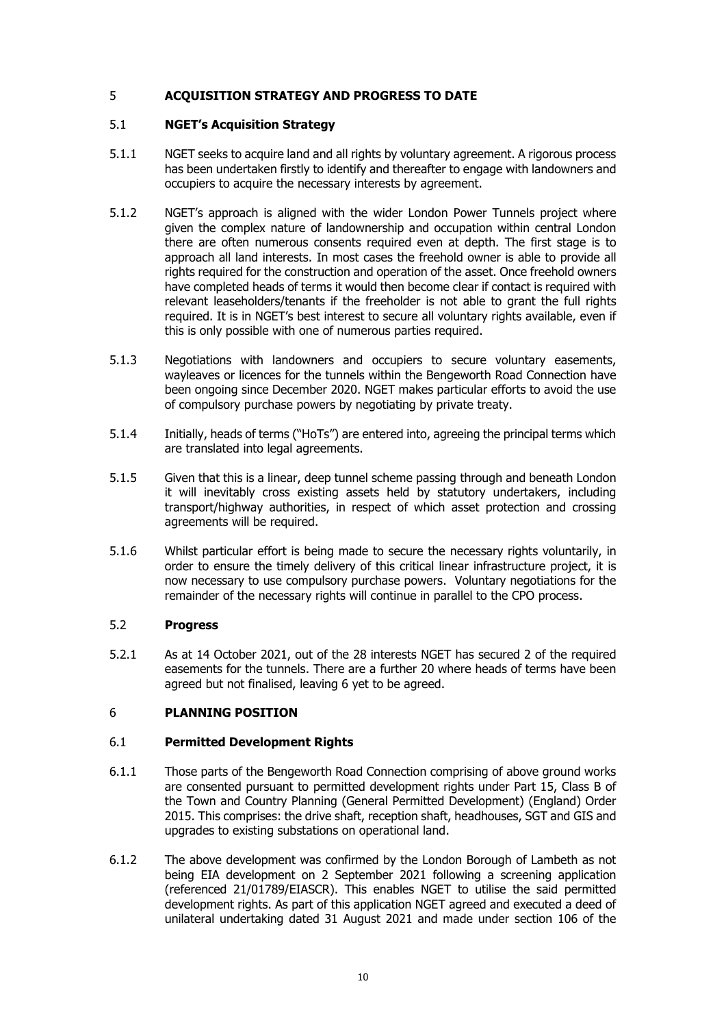## 5 ACQUISITION STRATEGY AND PROGRESS TO DATE

### 5.1 NGET's Acquisition Strategy

5.1.1 NGET seeks to acquire land and all rights by voluntary agreement. A rigorous process has been undertaken firstly to identify and thereafter to engage with landowners and occupiers to acquire the necessary interests by agreement.

5.1.2 NGET's approach is aligned with the wider London Power Tunnels project where given the complex nature of landownership and occupation within central London there are often numerous consents required even at depth. The first stage is to approach all land interests. In most cases the freehold owner is able to provide all rights required for the construction and operation of the asset. Once freehold owners have completed heads of terms it would then become clear if contact is required with relevant leaseholders/tenants if the freeholder is not able to grant the full rights required. It is in NGET's best interest to secure all voluntary rights available, even if this is only possible with one of numerous parties required.

5.1.3 Negotiations with landowners and occupiers to secure voluntary easements, wayleaves or licences for the tunnels within the Bengeworth Road Connection have been ongoing since December 2020. NGET makes particular efforts to avoid the use of compulsory purchase powers by negotiating by private treaty.

5.1.4 Initially, heads of terms ("HoTs") are entered into, agreeing the principal terms which are translated into legal agreements.

5.1.5 Given that this is a linear, deep tunnel scheme passing through and beneath London it will inevitably cross existing assets held by statutory undertakers, including transport/highway authorities, in respect of which asset protection and crossing agreements will be required.

5.1.6 Whilst particular effort is being made to secure the necessary rights voluntarily, in order to ensure the timely delivery of this critical linear infrastructure project, it is now necessary to use compulsory purchase powers. Voluntary negotiations for the remainder of the necessary rights will continue in parallel to the CPO process.

### 5.2 Progress

5.2.1 As at 14 October 2021, out of the 28 interests NGET has secured 2 of the required easements for the tunnels. There are a further 20 where heads of terms have been agreed but not finalised, leaving 6 yet to be agreed.

## 6 PLANNING POSITION

### 6.1 Permitted Development Rights

6.1.1 Those parts of the Bengeworth Road Connection comprising of above ground works are consented pursuant to permitted development rights under Part 15, Class B of the Town and Country Planning (General Permitted Development) (England) Order 2015. This comprises: the drive shaft, reception shaft, headhouses, SGT and GIS and upgrades to existing substations on operational land.

6.1.2 The above development was confirmed by the London Borough of Lambeth as not being EIA development on 2 September 2021 following a screening application (referenced 21/01789/EIASCR). This enables NGET to utilise the said permitted development rights. As part of this application NGET agreed and executed a deed of unilateral undertaking dated 31 August 2021 and made under section 106 of the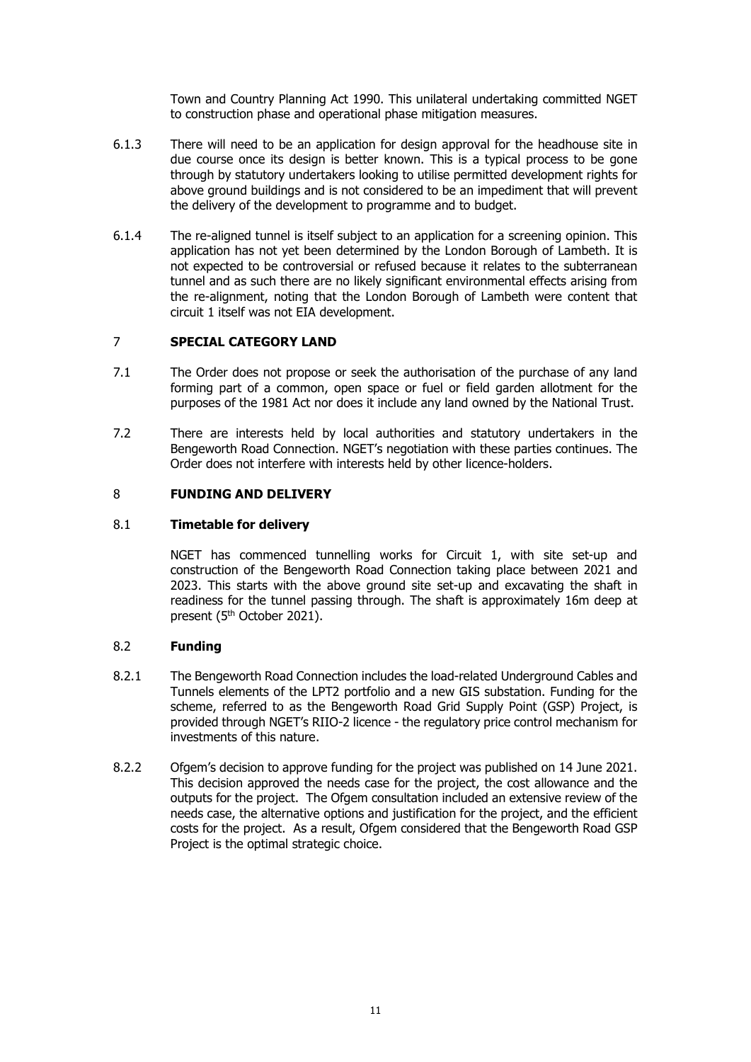Town and Country Planning Act 1990. This unilateral undertaking committed NGET to construction phase and operational phase mitigation measures.

6.1.3 There will need to be an application for design approval for the headhouse site in due course once its design is better known. This is a typical process to be gone through by statutory undertakers looking to utilise permitted development rights for above ground buildings and is not considered to be an impediment that will prevent the delivery of the development to programme and to budget.

6.1.4 The re-aligned tunnel is itself subject to an application for a screening opinion. This application has not yet been determined by the London Borough of Lambeth. It is not expected to be controversial or refused because it relates to the subterranean tunnel and as such there are no likely significant environmental effects arising from the re-alignment, noting that the London Borough of Lambeth were content that circuit 1 itself was not EIA development.

## 7 SPECIAL CATEGORY LAND

7.1 The Order does not propose or seek the authorisation of the purchase of any land forming part of a common, open space or fuel or field garden allotment for the purposes of the 1981 Act nor does it include any land owned by the National Trust.

7.2 There are interests held by local authorities and statutory undertakers in the Bengeworth Road Connection. NGET's negotiation with these parties continues. The Order does not interfere with interests held by other licence-holders.

## 8 FUNDING AND DELIVERY

### 8.1 Timetable for delivery

NGET has commenced tunnelling works for Circuit 1, with site set-up and construction of the Bengeworth Road Connection taking place between 2021 and 2023. This starts with the above ground site set-up and excavating the shaft in readiness for the tunnel passing through. The shaft is approximately 16m deep at present (5th October 2021).

### 8.2 Funding

8.2.1 The Bengeworth Road Connection includes the load-related Underground Cables and Tunnels elements of the LPT2 portfolio and a new GIS substation. Funding for the scheme, referred to as the Bengeworth Road Grid Supply Point (GSP) Project, is provided through NGET's RIIO-2 licence - the regulatory price control mechanism for investments of this nature.

8.2.2 Ofgem's decision to approve funding for the project was published on 14 June 2021. This decision approved the needs case for the project, the cost allowance and the outputs for the project. The Ofgem consultation included an extensive review of the needs case, the alternative options and justification for the project, and the efficient costs for the project. As a result, Ofgem considered that the Bengeworth Road GSP Project is the optimal strategic choice.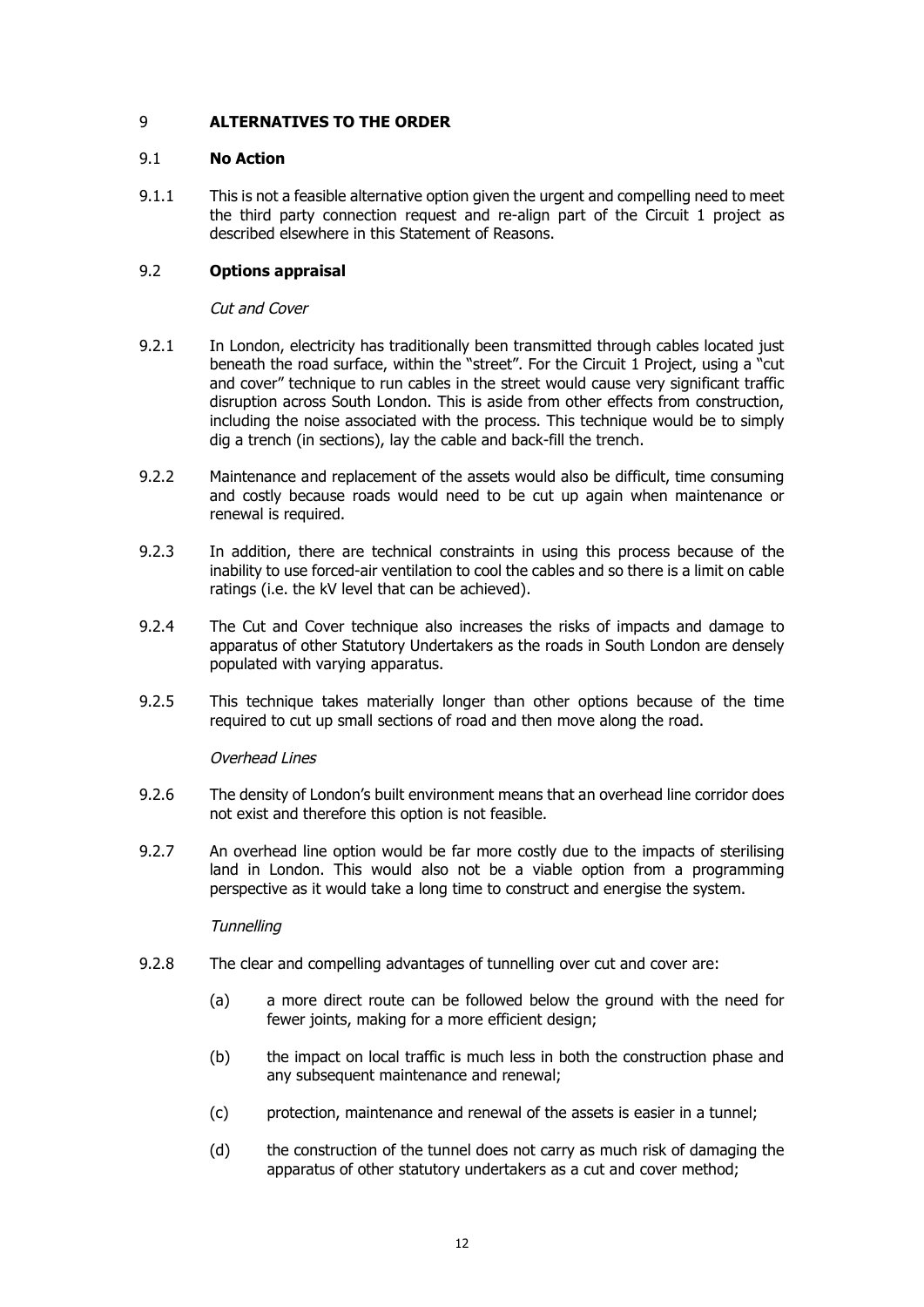## 9 ALTERNATIVES TO THE ORDER

### 9.1 No Action

9.1.1 This is not a feasible alternative option given the urgent and compelling need to meet the third party connection request and re-align part of the Circuit 1 project as described elsewhere in this Statement of Reasons.

### 9.2 Options appraisal

*Cut and Cover*

9.2.1 In London, electricity has traditionally been transmitted through cables located just beneath the road surface, within the "street". For the Circuit 1 Project, using a "cut and cover" technique to run cables in the street would cause very significant traffic disruption across South London. This is aside from other effects from construction, including the noise associated with the process. This technique would be to simply dig a trench (in sections), lay the cable and back-fill the trench.

9.2.2 Maintenance and replacement of the assets would also be difficult, time consuming and costly because roads would need to be cut up again when maintenance or renewal is required.

9.2.3 In addition, there are technical constraints in using this process because of the inability to use forced-air ventilation to cool the cables and so there is a limit on cable ratings (i.e. the kV level that can be achieved).

9.2.4 The Cut and Cover technique also increases the risks of impacts and damage to apparatus of other Statutory Undertakers as the roads in South London are densely populated with varying apparatus.

9.2.5 This technique takes materially longer than other options because of the time required to cut up small sections of road and then move along the road.

*Overhead Lines*

9.2.6 The density of London's built environment means that an overhead line corridor does not exist and therefore this option is not feasible.

9.2.7 An overhead line option would be far more costly due to the impacts of sterilising land in London. This would also not be a viable option from a programming perspective as it would take a long time to construct and energise the system.

*Tunnelling*

9.2.8 The clear and compelling advantages of tunnelling over cut and cover are:

(a) a more direct route can be followed below the ground with the need for fewer joints, making for a more efficient design;

(b) the impact on local traffic is much less in both the construction phase and any subsequent maintenance and renewal;

(c) protection, maintenance and renewal of the assets is easier in a tunnel;

(d) the construction of the tunnel does not carry as much risk of damaging the apparatus of other statutory undertakers as a cut and cover method;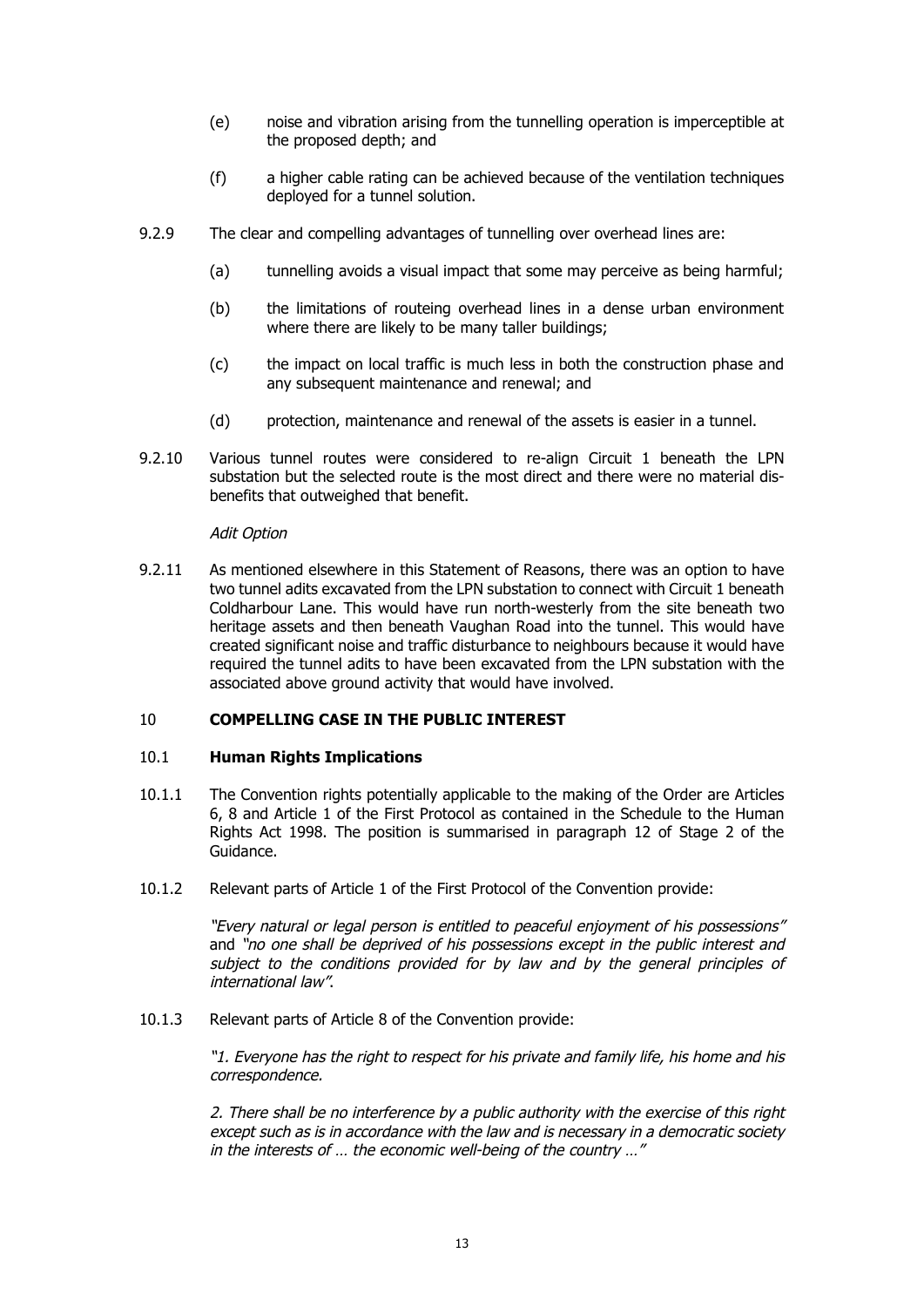(e) noise and vibration arising from the tunnelling operation is imperceptible at the proposed depth; and

(f) a higher cable rating can be achieved because of the ventilation techniques deployed for a tunnel solution.

9.2.9 The clear and compelling advantages of tunnelling over overhead lines are:

(a) tunnelling avoids a visual impact that some may perceive as being harmful;

(b) the limitations of routeing overhead lines in a dense urban environment where there are likely to be many taller buildings;

(c) the impact on local traffic is much less in both the construction phase and any subsequent maintenance and renewal; and

(d) protection, maintenance and renewal of the assets is easier in a tunnel.

9.2.10 Various tunnel routes were considered to re-align Circuit 1 beneath the LPN substation but the selected route is the most direct and there were no material dis-benefits that outweighed that benefit.

*Adit Option*

9.2.11 As mentioned elsewhere in this Statement of Reasons, there was an option to have two tunnel adits excavated from the LPN substation to connect with Circuit 1 beneath Coldharbour Lane. This would have run north-westerly from the site beneath two heritage assets and then beneath Vaughan Road into the tunnel. This would have created significant noise and traffic disturbance to neighbours because it would have required the tunnel adits to have been excavated from the LPN substation with the associated above ground activity that would have involved.

## 10 COMPELLING CASE IN THE PUBLIC INTEREST

### 10.1 Human Rights Implications

10.1.1 The Convention rights potentially applicable to the making of the Order are Articles 6, 8 and Article 1 of the First Protocol as contained in the Schedule to the Human Rights Act 1998. The position is summarised in paragraph 12 of Stage 2 of the Guidance.

10.1.2 Relevant parts of Article 1 of the First Protocol of the Convention provide:

*"Every natural or legal person is entitled to peaceful enjoyment of his possessions"* and *"no one shall be deprived of his possessions except in the public interest and subject to the conditions provided for by law and by the general principles of international law"*.

10.1.3 Relevant parts of Article 8 of the Convention provide:

*"1. Everyone has the right to respect for his private and family life, his home and his correspondence.*

*2. There shall be no interference by a public authority with the exercise of this right except such as is in accordance with the law and is necessary in a democratic society in the interests of … the economic well-being of the country …"*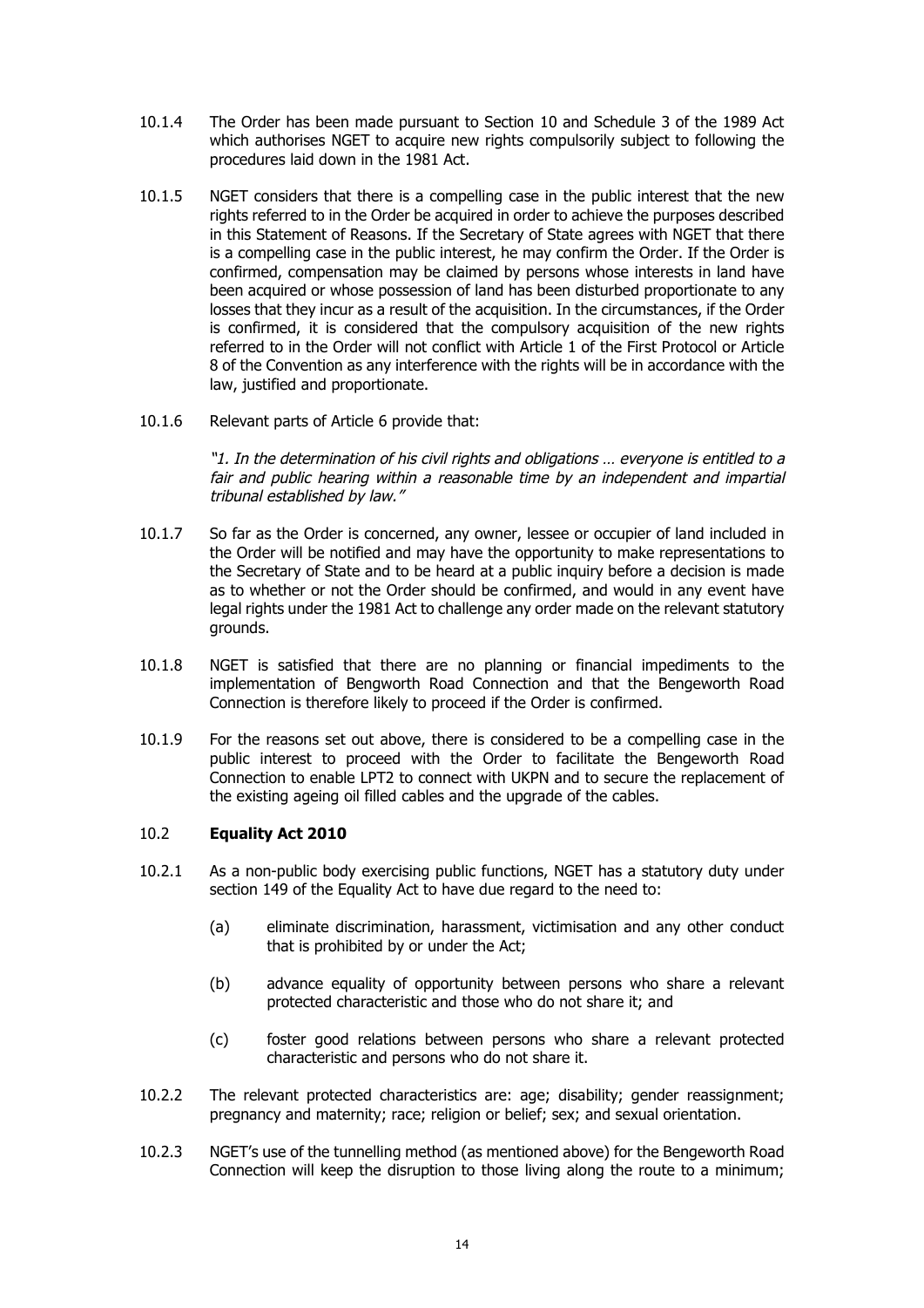10.1.4 The Order has been made pursuant to Section 10 and Schedule 3 of the 1989 Act which authorises NGET to acquire new rights compulsorily subject to following the procedures laid down in the 1981 Act.

10.1.5 NGET considers that there is a compelling case in the public interest that the new rights referred to in the Order be acquired in order to achieve the purposes described in this Statement of Reasons. If the Secretary of State agrees with NGET that there is a compelling case in the public interest, he may confirm the Order. If the Order is confirmed, compensation may be claimed by persons whose interests in land have been acquired or whose possession of land has been disturbed proportionate to any losses that they incur as a result of the acquisition. In the circumstances, if the Order is confirmed, it is considered that the compulsory acquisition of the new rights referred to in the Order will not conflict with Article 1 of the First Protocol or Article 8 of the Convention as any interference with the rights will be in accordance with the law, justified and proportionate.

10.1.6 Relevant parts of Article 6 provide that:

> *"1. In the determination of his civil rights and obligations … everyone is entitled to a fair and public hearing within a reasonable time by an independent and impartial tribunal established by law."*

10.1.7 So far as the Order is concerned, any owner, lessee or occupier of land included in the Order will be notified and may have the opportunity to make representations to the Secretary of State and to be heard at a public inquiry before a decision is made as to whether or not the Order should be confirmed, and would in any event have legal rights under the 1981 Act to challenge any order made on the relevant statutory grounds.

10.1.8 NGET is satisfied that there are no planning or financial impediments to the implementation of Bengworth Road Connection and that the Bengeworth Road Connection is therefore likely to proceed if the Order is confirmed.

10.1.9 For the reasons set out above, there is considered to be a compelling case in the public interest to proceed with the Order to facilitate the Bengeworth Road Connection to enable LPT2 to connect with UKPN and to secure the replacement of the existing ageing oil filled cables and the upgrade of the cables.

## 10.2 Equality Act 2010

10.2.1 As a non-public body exercising public functions, NGET has a statutory duty under section 149 of the Equality Act to have due regard to the need to:

(a) eliminate discrimination, harassment, victimisation and any other conduct that is prohibited by or under the Act;

(b) advance equality of opportunity between persons who share a relevant protected characteristic and those who do not share it; and

(c) foster good relations between persons who share a relevant protected characteristic and persons who do not share it.

10.2.2 The relevant protected characteristics are: age; disability; gender reassignment; pregnancy and maternity; race; religion or belief; sex; and sexual orientation.

10.2.3 NGET's use of the tunnelling method (as mentioned above) for the Bengeworth Road Connection will keep the disruption to those living along the route to a minimum;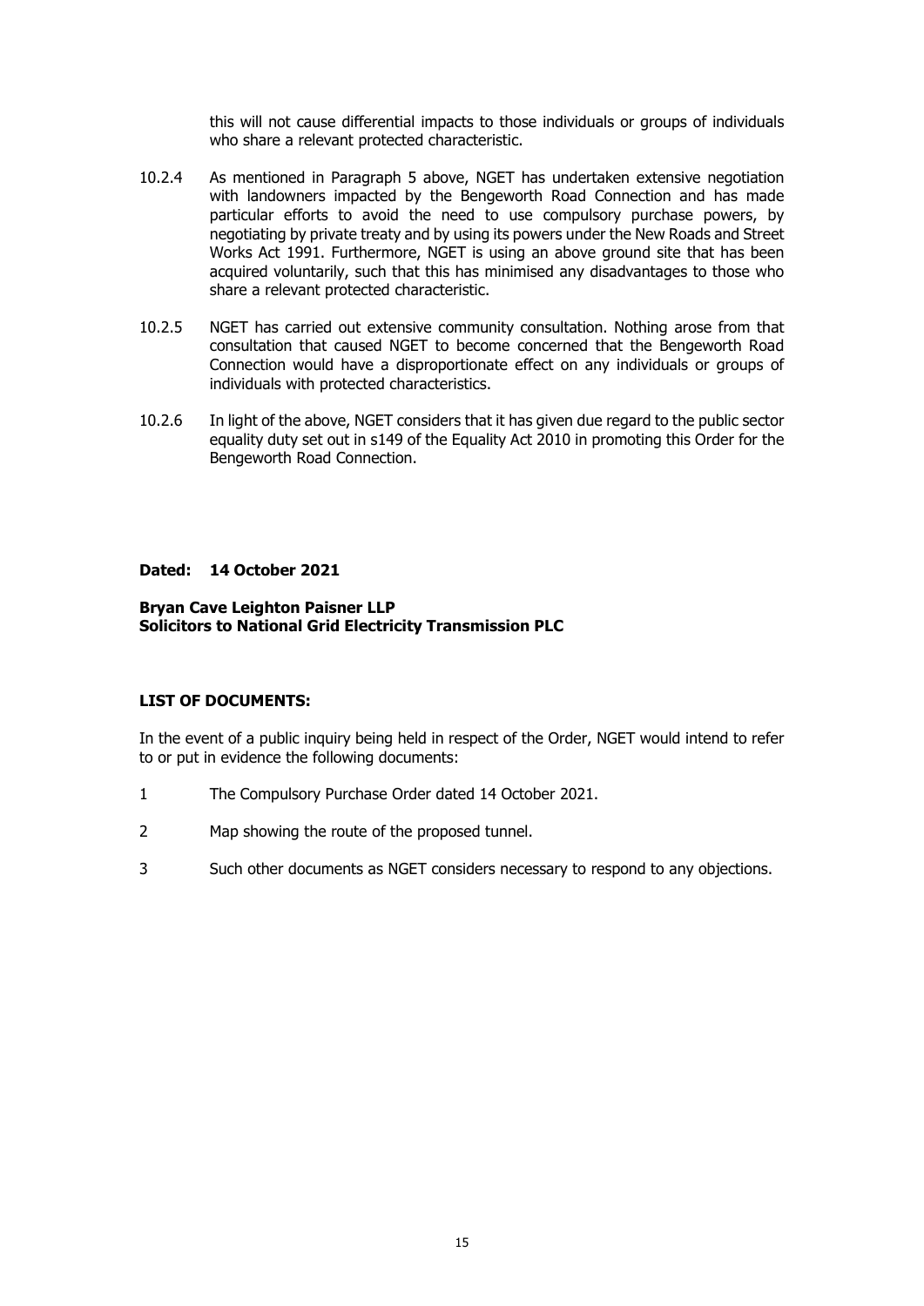this will not cause differential impacts to those individuals or groups of individuals who share a relevant protected characteristic.

10.2.4 As mentioned in Paragraph 5 above, NGET has undertaken extensive negotiation with landowners impacted by the Bengeworth Road Connection and has made particular efforts to avoid the need to use compulsory purchase powers, by negotiating by private treaty and by using its powers under the New Roads and Street Works Act 1991. Furthermore, NGET is using an above ground site that has been acquired voluntarily, such that this has minimised any disadvantages to those who share a relevant protected characteristic.

10.2.5 NGET has carried out extensive community consultation. Nothing arose from that consultation that caused NGET to become concerned that the Bengeworth Road Connection would have a disproportionate effect on any individuals or groups of individuals with protected characteristics.

10.2.6 In light of the above, NGET considers that it has given due regard to the public sector equality duty set out in s149 of the Equality Act 2010 in promoting this Order for the Bengeworth Road Connection.

**Dated: 14 October 2021**

**Bryan Cave Leighton Paisner LLP**
**Solicitors to National Grid Electricity Transmission PLC**

**LIST OF DOCUMENTS:**

In the event of a public inquiry being held in respect of the Order, NGET would intend to refer to or put in evidence the following documents:

1 The Compulsory Purchase Order dated 14 October 2021.

2 Map showing the route of the proposed tunnel.

3 Such other documents as NGET considers necessary to respond to any objections.